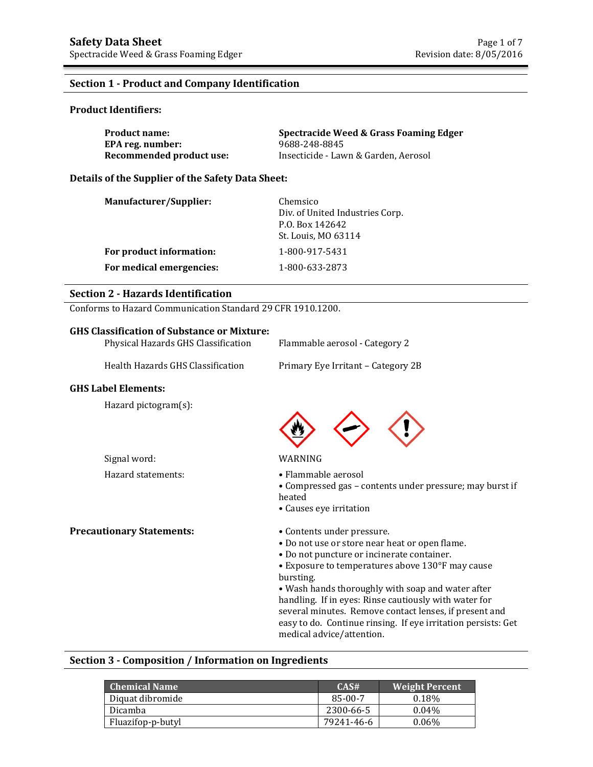# Safety Data Sheet

Spectracide Weed & Grass Foaming Edger

## Section 1 - Product and Company Identification

### Product Identifiers:

| | |
|---|---|
| **Product name:** | **Spectracide Weed & Grass Foaming Edger** |
| **EPA reg. number:** | 9688-248-8845 |
| **Recommended product use:** | Insecticide - Lawn & Garden, Aerosol |

### Details of the Supplier of the Safety Data Sheet:

| | |
|---|---|
| **Manufacturer/Supplier:** | Chemsico<br>Div. of United Industries Corp.<br>P.O. Box 142642<br>St. Louis, MO 63114 |
| **For product information:** | 1-800-917-5431 |
| **For medical emergencies:** | 1-800-633-2873 |

## Section 2 - Hazards Identification

Conforms to Hazard Communication Standard 29 CFR 1910.1200.

### GHS Classification of Substance or Mixture:

| | |
|---|---|
| Physical Hazards GHS Classification | Flammable aerosol - Category 2 |
| Health Hazards GHS Classification | Primary Eye Irritant – Category 2B |

### GHS Label Elements:

Hazard pictogram(s):

Signal word: WARNING

Hazard statements:

- Flammable aerosol
- Compressed gas – contents under pressure; may burst if heated
- Causes eye irritation

**Precautionary Statements:**

- Contents under pressure.
- Do not use or store near heat or open flame.
- Do not puncture or incinerate container.
- Exposure to temperatures above 130°F may cause bursting.
- Wash hands thoroughly with soap and water after handling. If in eyes: Rinse cautiously with water for several minutes. Remove contact lenses, if present and easy to do. Continue rinsing. If eye irritation persists: Get medical advice/attention.

## Section 3 - Composition / Information on Ingredients

| Chemical Name | CAS# | Weight Percent |
|---|---|---|
| Diquat dibromide | 85-00-7 | 0.18% |
| Dicamba | 2300-66-5 | 0.04% |
| Fluazifop-p-butyl | 79241-46-6 | 0.06% |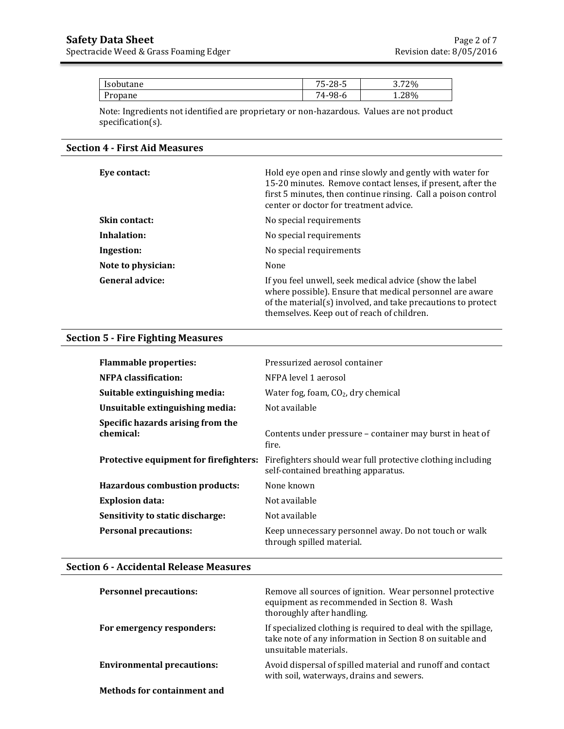| | | |
|---|---|---|
| Isobutane | 75-28-5 | 3.72% |
| Propane | 74-98-6 | 1.28% |

Note: Ingredients not identified are proprietary or non-hazardous. Values are not product specification(s).

## Section 4 - First Aid Measures

**Eye contact:** Hold eye open and rinse slowly and gently with water for 15-20 minutes. Remove contact lenses, if present, after the first 5 minutes, then continue rinsing. Call a poison control center or doctor for treatment advice.

**Skin contact:** No special requirements

**Inhalation:** No special requirements

**Ingestion:** No special requirements

**Note to physician:** None

**General advice:** If you feel unwell, seek medical advice (show the label where possible). Ensure that medical personnel are aware of the material(s) involved, and take precautions to protect themselves. Keep out of reach of children.

## Section 5 - Fire Fighting Measures

**Flammable properties:** Pressurized aerosol container

**NFPA classification:** NFPA level 1 aerosol

**Suitable extinguishing media:** Water fog, foam, $CO_2$, dry chemical

**Unsuitable extinguishing media:** Not available

**Specific hazards arising from the chemical:** Contents under pressure – container may burst in heat of fire.

**Protective equipment for firefighters:** Firefighters should wear full protective clothing including self-contained breathing apparatus.

**Hazardous combustion products:** None known

**Explosion data:** Not available

**Sensitivity to static discharge:** Not available

**Personal precautions:** Keep unnecessary personnel away. Do not touch or walk through spilled material.

## Section 6 - Accidental Release Measures

**Personnel precautions:** Remove all sources of ignition. Wear personnel protective equipment as recommended in Section 8. Wash thoroughly after handling.

**For emergency responders:** If specialized clothing is required to deal with the spillage, take note of any information in Section 8 on suitable and unsuitable materials.

**Environmental precautions:** Avoid dispersal of spilled material and runoff and contact with soil, waterways, drains and sewers.

**Methods for containment and**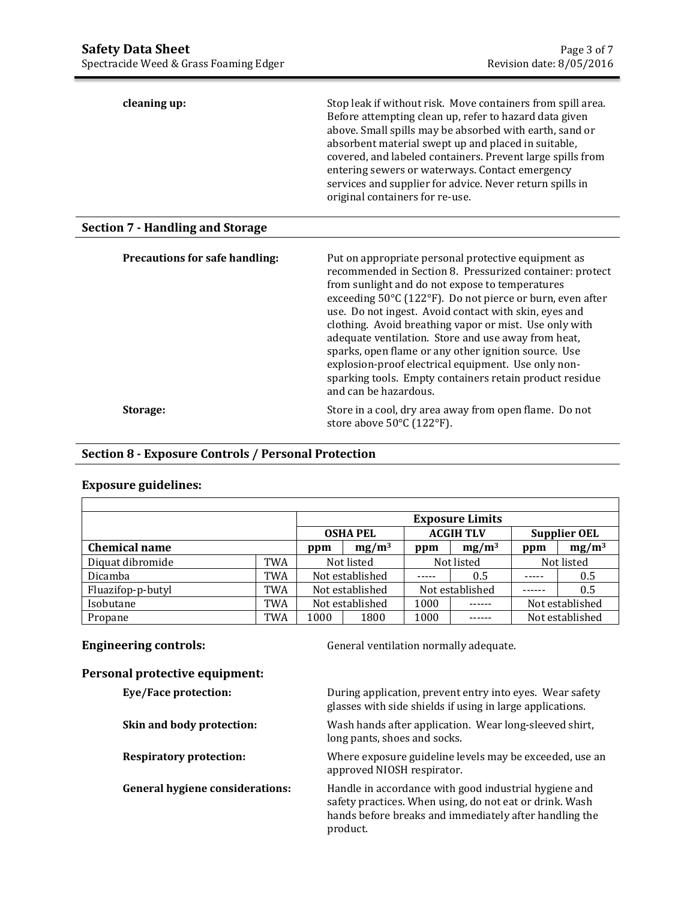**cleaning up:** Stop leak if without risk. Move containers from spill area. Before attempting clean up, refer to hazard data given above. Small spills may be absorbed with earth, sand or absorbent material swept up and placed in suitable, covered, and labeled containers. Prevent large spills from entering sewers or waterways. Contact emergency services and supplier for advice. Never return spills in original containers for re-use.

## Section 7 - Handling and Storage

**Precautions for safe handling:** Put on appropriate personal protective equipment as recommended in Section 8. Pressurized container: protect from sunlight and do not expose to temperatures exceeding 50°C (122°F). Do not pierce or burn, even after use. Do not ingest. Avoid contact with skin, eyes and clothing. Avoid breathing vapor or mist. Use only with adequate ventilation. Store and use away from heat, sparks, open flame or any other ignition source. Use explosion-proof electrical equipment. Use only non-sparking tools. Empty containers retain product residue and can be hazardous.

**Storage:** Store in a cool, dry area away from open flame. Do not store above 50°C (122°F).

## Section 8 - Exposure Controls / Personal Protection

### Exposure guidelines:

| | | Exposure Limits | | | | | |
|---|---|---|---|---|---|---|---|
| | | OSHA PEL | | ACGIH TLV | | Supplier OEL | |
| Chemical name | | ppm | mg/m³ | ppm | mg/m³ | ppm | mg/m³ |
| Diquat dibromide | TWA | Not listed | | Not listed | | Not listed | |
| Dicamba | TWA | Not established | | ----- | 0.5 | ----- | 0.5 |
| Fluazifop-p-butyl | TWA | Not established | | Not established | | ------ | 0.5 |
| Isobutane | TWA | Not established | | 1000 | ------ | Not established | |
| Propane | TWA | 1000 | 1800 | 1000 | ------ | Not established | |

**Engineering controls:** General ventilation normally adequate.

### Personal protective equipment:

**Eye/Face protection:** During application, prevent entry into eyes. Wear safety glasses with side shields if using in large applications.

**Skin and body protection:** Wash hands after application. Wear long-sleeved shirt, long pants, shoes and socks.

**Respiratory protection:** Where exposure guideline levels may be exceeded, use an approved NIOSH respirator.

**General hygiene considerations:** Handle in accordance with good industrial hygiene and safety practices. When using, do not eat or drink. Wash hands before breaks and immediately after handling the product.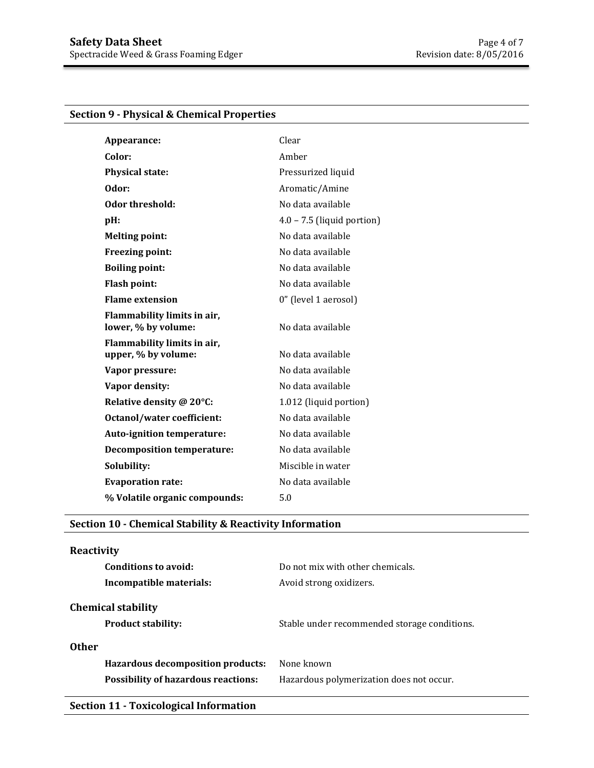## Section 9 - Physical & Chemical Properties

| | |
|---|---|
| **Appearance:** | Clear |
| **Color:** | Amber |
| **Physical state:** | Pressurized liquid |
| **Odor:** | Aromatic/Amine |
| **Odor threshold:** | No data available |
| **pH:** | 4.0 – 7.5 (liquid portion) |
| **Melting point:** | No data available |
| **Freezing point:** | No data available |
| **Boiling point:** | No data available |
| **Flash point:** | No data available |
| **Flame extension** | 0" (level 1 aerosol) |
| **Flammability limits in air, lower, % by volume:** | No data available |
| **Flammability limits in air, upper, % by volume:** | No data available |
| **Vapor pressure:** | No data available |
| **Vapor density:** | No data available |
| **Relative density @ 20°C:** | 1.012 (liquid portion) |
| **Octanol/water coefficient:** | No data available |
| **Auto-ignition temperature:** | No data available |
| **Decomposition temperature:** | No data available |
| **Solubility:** | Miscible in water |
| **Evaporation rate:** | No data available |
| **% Volatile organic compounds:** | 5.0 |

## Section 10 - Chemical Stability & Reactivity Information

### Reactivity

| | |
|---|---|
| **Conditions to avoid:** | Do not mix with other chemicals. |
| **Incompatible materials:** | Avoid strong oxidizers. |

### Chemical stability

| | |
|---|---|
| **Product stability:** | Stable under recommended storage conditions. |

### Other

| | |
|---|---|
| **Hazardous decomposition products:** | None known |
| **Possibility of hazardous reactions:** | Hazardous polymerization does not occur. |

## Section 11 - Toxicological Information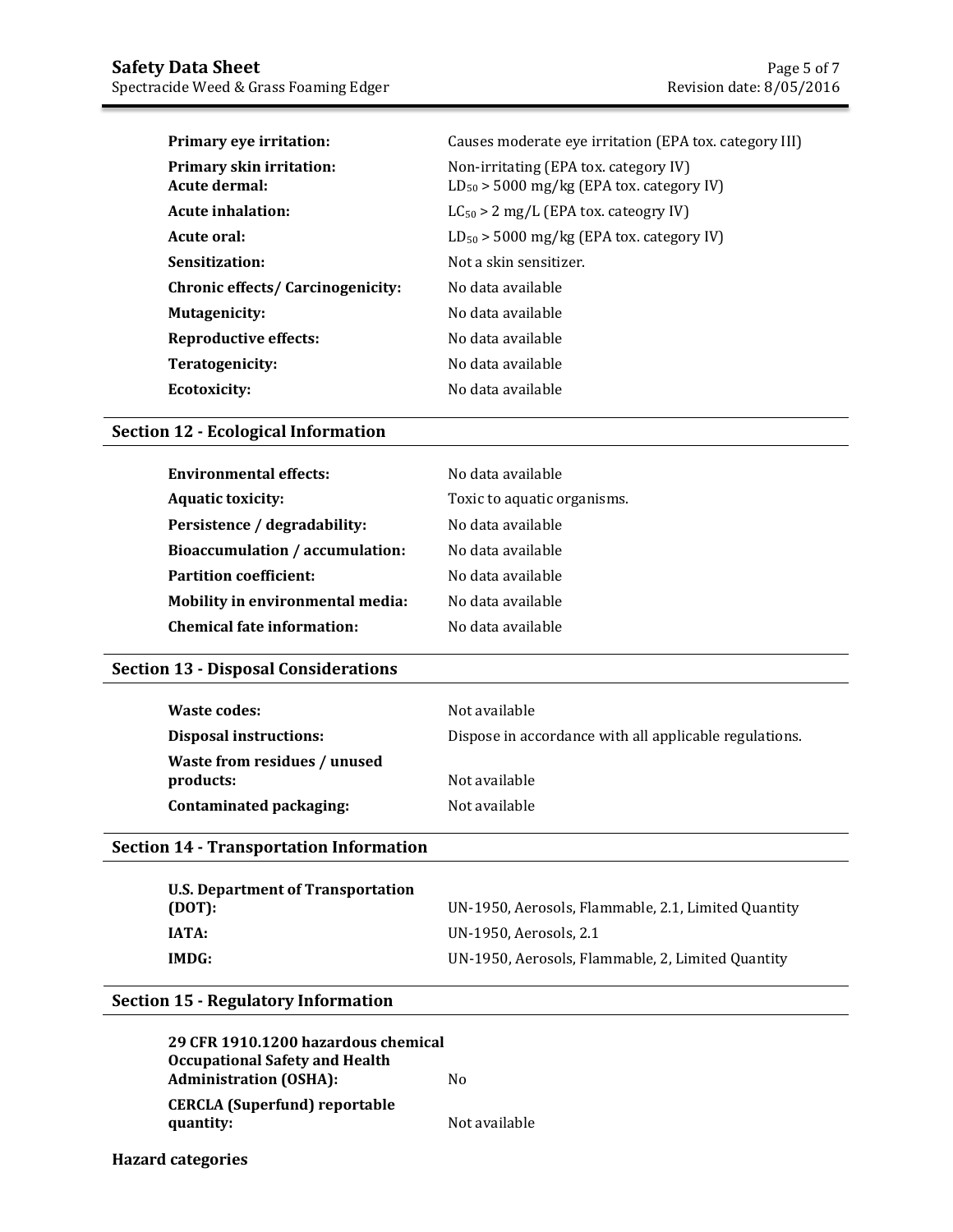| | |
|---|---|
| **Primary eye irritation:** | Causes moderate eye irritation (EPA tox. category III) |
| **Primary skin irritation:** | Non-irritating (EPA tox. category IV) |
| **Acute dermal:** | $LD_{50}$ > 5000 mg/kg (EPA tox. category IV) |
| **Acute inhalation:** | $LC_{50}$ > 2 mg/L (EPA tox. cateogry IV) |
| **Acute oral:** | $LD_{50}$ > 5000 mg/kg (EPA tox. category IV) |
| **Sensitization:** | Not a skin sensitizer. |
| **Chronic effects/ Carcinogenicity:** | No data available |
| **Mutagenicity:** | No data available |
| **Reproductive effects:** | No data available |
| **Teratogenicity:** | No data available |
| **Ecotoxicity:** | No data available |

## Section 12 - Ecological Information

| | |
|---|---|
| **Environmental effects:** | No data available |
| **Aquatic toxicity:** | Toxic to aquatic organisms. |
| **Persistence / degradability:** | No data available |
| **Bioaccumulation / accumulation:** | No data available |
| **Partition coefficient:** | No data available |
| **Mobility in environmental media:** | No data available |
| **Chemical fate information:** | No data available |

## Section 13 - Disposal Considerations

| | |
|---|---|
| **Waste codes:** | Not available |
| **Disposal instructions:** | Dispose in accordance with all applicable regulations. |
| **Waste from residues / unused products:** | Not available |
| **Contaminated packaging:** | Not available |

## Section 14 - Transportation Information

| | |
|---|---|
| **U.S. Department of Transportation (DOT):** | UN-1950, Aerosols, Flammable, 2.1, Limited Quantity |
| **IATA:** | UN-1950, Aerosols, 2.1 |
| **IMDG:** | UN-1950, Aerosols, Flammable, 2, Limited Quantity |

## Section 15 - Regulatory Information

| | |
|---|---|
| **29 CFR 1910.1200 hazardous chemical Occupational Safety and Health Administration (OSHA):** | No |
| **CERCLA (Superfund) reportable quantity:** | Not available |

**Hazard categories**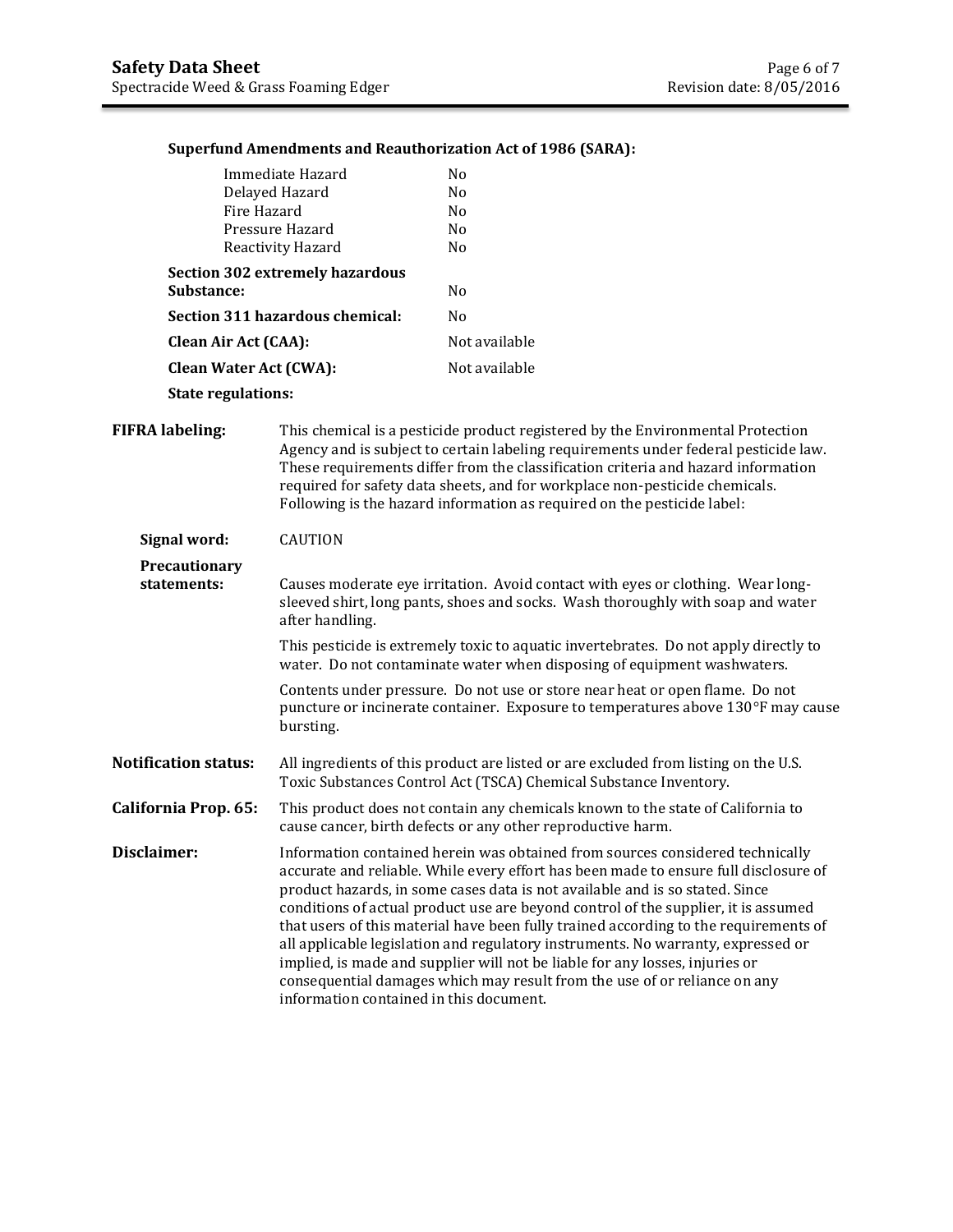**Superfund Amendments and Reauthorization Act of 1986 (SARA):**

| | |
|---|---|
| Immediate Hazard | No |
| Delayed Hazard | No |
| Fire Hazard | No |
| Pressure Hazard | No |
| Reactivity Hazard | No |

**Section 302 extremely hazardous Substance:** No

**Section 311 hazardous chemical:** No

**Clean Air Act (CAA):** Not available

**Clean Water Act (CWA):** Not available

**State regulations:**

**FIFRA labeling:** This chemical is a pesticide product registered by the Environmental Protection Agency and is subject to certain labeling requirements under federal pesticide law. These requirements differ from the classification criteria and hazard information required for safety data sheets, and for workplace non-pesticide chemicals. Following is the hazard information as required on the pesticide label:

**Signal word:** CAUTION

**Precautionary statements:** Causes moderate eye irritation. Avoid contact with eyes or clothing. Wear long-sleeved shirt, long pants, shoes and socks. Wash thoroughly with soap and water after handling.

This pesticide is extremely toxic to aquatic invertebrates. Do not apply directly to water. Do not contaminate water when disposing of equipment washwaters.

Contents under pressure. Do not use or store near heat or open flame. Do not puncture or incinerate container. Exposure to temperatures above 130°F may cause bursting.

**Notification status:** All ingredients of this product are listed or are excluded from listing on the U.S. Toxic Substances Control Act (TSCA) Chemical Substance Inventory.

**California Prop. 65:** This product does not contain any chemicals known to the state of California to cause cancer, birth defects or any other reproductive harm.

**Disclaimer:** Information contained herein was obtained from sources considered technically accurate and reliable. While every effort has been made to ensure full disclosure of product hazards, in some cases data is not available and is so stated. Since conditions of actual product use are beyond control of the supplier, it is assumed that users of this material have been fully trained according to the requirements of all applicable legislation and regulatory instruments. No warranty, expressed or implied, is made and supplier will not be liable for any losses, injuries or consequential damages which may result from the use of or reliance on any information contained in this document.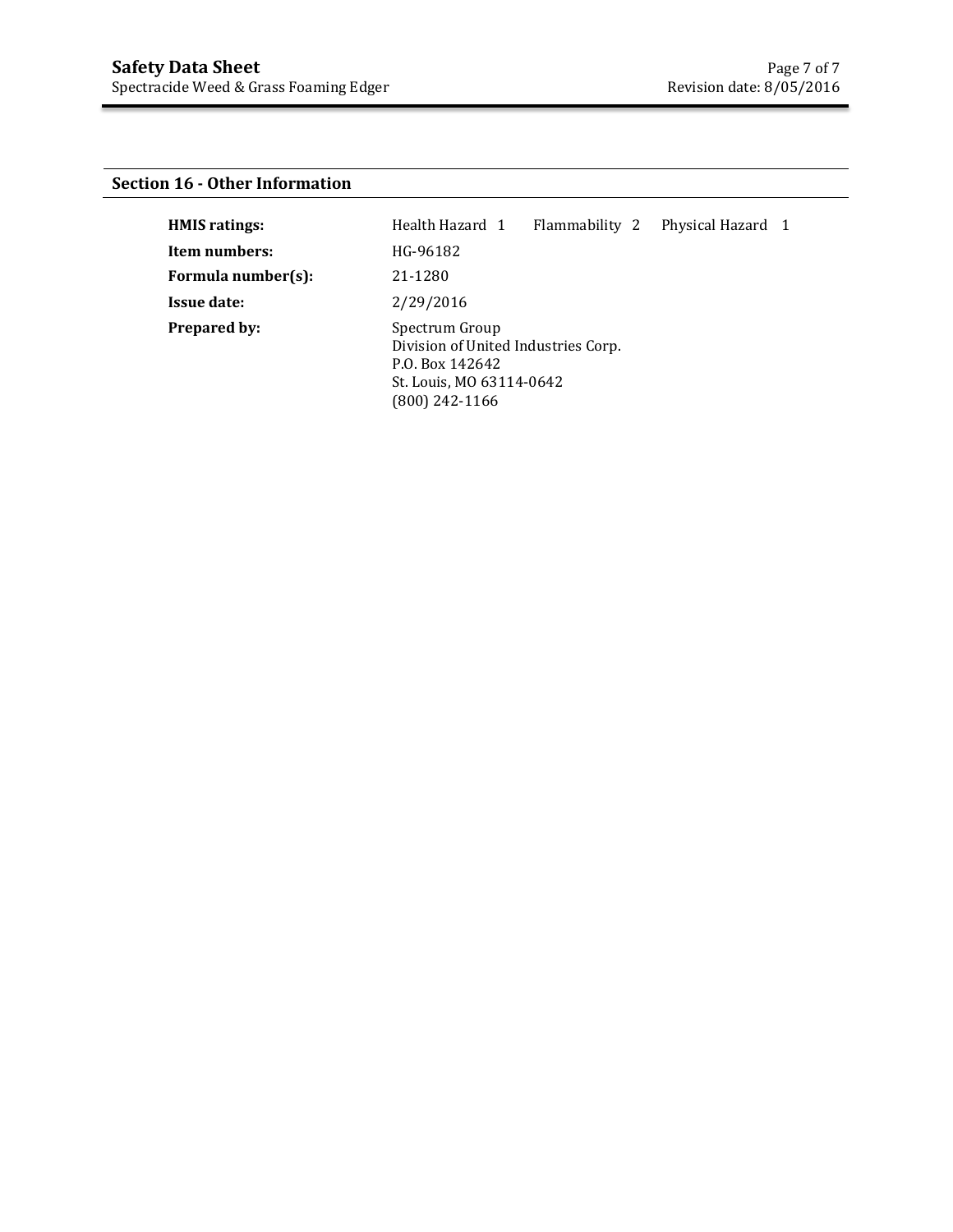## Section 16 - Other Information

| | |
|---|---|
| **HMIS ratings:** | Health Hazard 1     Flammability 2     Physical Hazard 1 |
| **Item numbers:** | HG-96182 |
| **Formula number(s):** | 21-1280 |
| **Issue date:** | 2/29/2016 |
| **Prepared by:** | Spectrum Group<br>Division of United Industries Corp.<br>P.O. Box 142642<br>St. Louis, MO 63114-0642<br>(800) 242-1166 |